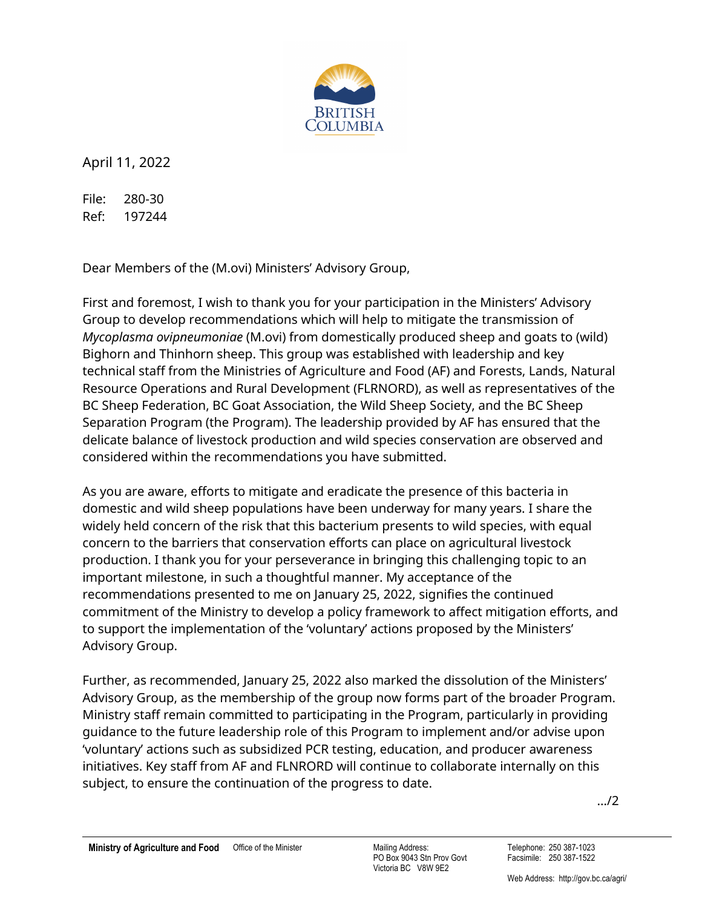April 11, 2022

File: 280-30
Ref: 197244

Dear Members of the (M.ovi) Ministers' Advisory Group,

First and foremost, I wish to thank you for your participation in the Ministers' Advisory Group to develop recommendations which will help to mitigate the transmission of *Mycoplasma ovipneumoniae* (M.ovi) from domestically produced sheep and goats to (wild) Bighorn and Thinhorn sheep. This group was established with leadership and key technical staff from the Ministries of Agriculture and Food (AF) and Forests, Lands, Natural Resource Operations and Rural Development (FLRNORD), as well as representatives of the BC Sheep Federation, BC Goat Association, the Wild Sheep Society, and the BC Sheep Separation Program (the Program). The leadership provided by AF has ensured that the delicate balance of livestock production and wild species conservation are observed and considered within the recommendations you have submitted.

As you are aware, efforts to mitigate and eradicate the presence of this bacteria in domestic and wild sheep populations have been underway for many years. I share the widely held concern of the risk that this bacterium presents to wild species, with equal concern to the barriers that conservation efforts can place on agricultural livestock production. I thank you for your perseverance in bringing this challenging topic to an important milestone, in such a thoughtful manner. My acceptance of the recommendations presented to me on January 25, 2022, signifies the continued commitment of the Ministry to develop a policy framework to affect mitigation efforts, and to support the implementation of the 'voluntary' actions proposed by the Ministers' Advisory Group.

Further, as recommended, January 25, 2022 also marked the dissolution of the Ministers' Advisory Group, as the membership of the group now forms part of the broader Program. Ministry staff remain committed to participating in the Program, particularly in providing guidance to the future leadership role of this Program to implement and/or advise upon 'voluntary' actions such as subsidized PCR testing, education, and producer awareness initiatives. Key staff from AF and FLNRORD will continue to collaborate internally on this subject, to ensure the continuation of the progress to date.

.../2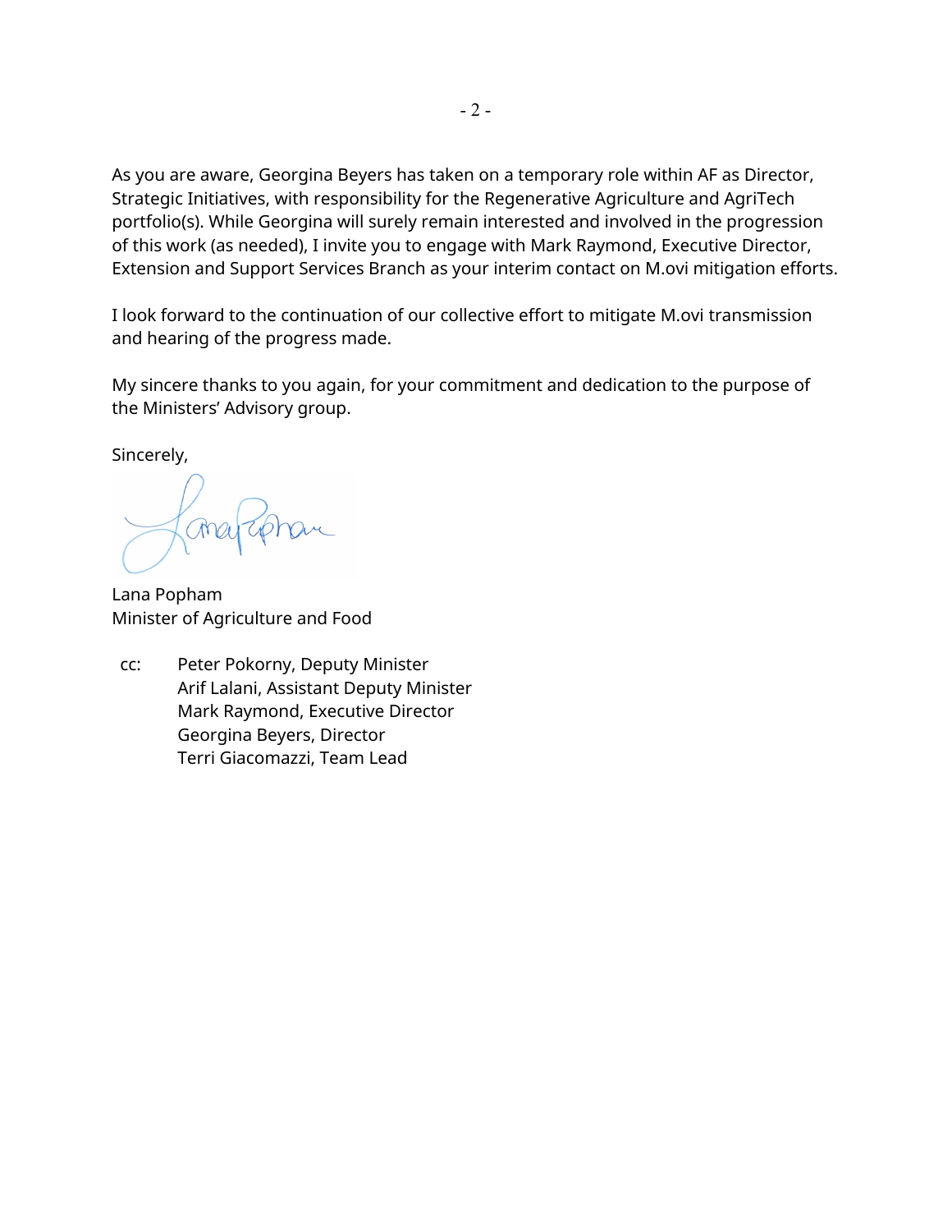As you are aware, Georgina Beyers has taken on a temporary role within AF as Director, Strategic Initiatives, with responsibility for the Regenerative Agriculture and AgriTech portfolio(s). While Georgina will surely remain interested and involved in the progression of this work (as needed), I invite you to engage with Mark Raymond, Executive Director, Extension and Support Services Branch as your interim contact on M.ovi mitigation efforts.

I look forward to the continuation of our collective effort to mitigate M.ovi transmission and hearing of the progress made.

My sincere thanks to you again, for your commitment and dedication to the purpose of the Ministers' Advisory group.

Sincerely,

Lana Popham
Minister of Agriculture and Food

cc: Peter Pokorny, Deputy Minister
Arif Lalani, Assistant Deputy Minister
Mark Raymond, Executive Director
Georgina Beyers, Director
Terri Giacomazzi, Team Lead